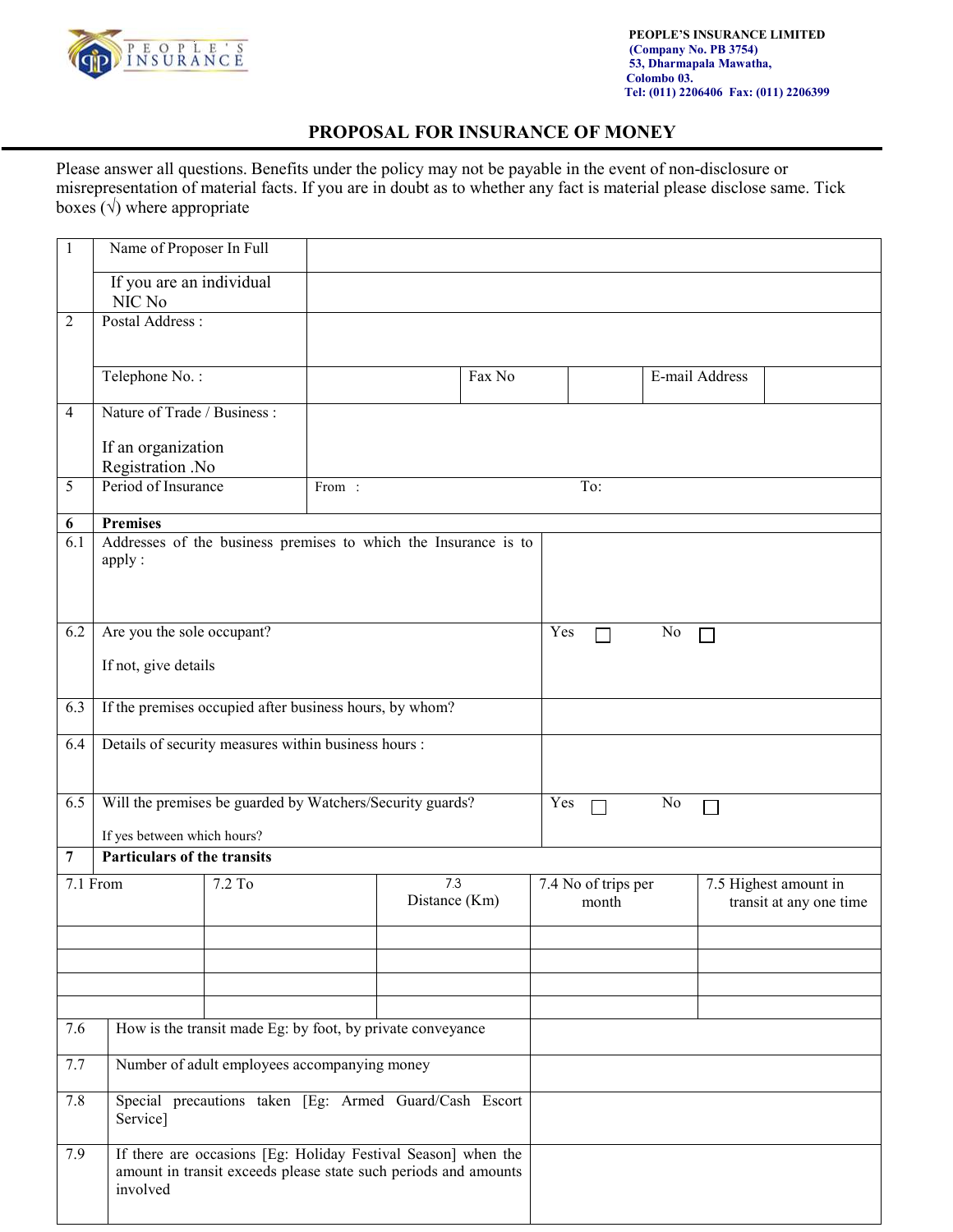PEOPLE'S INSURANCE

**PEOPLE'S INSURANCE LIMITED**
**(Company No. PB 3754)**
**53, Dharmapala Mawatha,**
**Colombo 03.**
**Tel: (011) 2206406 Fax: (011) 2206399**

# PROPOSAL FOR INSURANCE OF MONEY

Please answer all questions. Benefits under the policy may not be payable in the event of non-disclosure or misrepresentation of material facts. If you are in doubt as to whether any fact is material please disclose same. Tick boxes (√) where appropriate

| | | | | | | |
|---|---|---|---|---|---|---|
| 1 | Name of Proposer In Full | | | | | |
| | If you are an individual NIC No | | | | | |
| 2 | Postal Address : | | | | | |
| | Telephone No. : | | Fax No | | E-mail Address | |
| 4 | Nature of Trade / Business :<br><br>If an organization Registration .No | | | | | |
| 5 | Period of Insurance | From : | | To: | | |

| | | |
|---|---|---|
| **6** | **Premises** | |
| 6.1 | Addresses of the business premises to which the Insurance is to apply : | |
| 6.2 | Are you the sole occupant?<br><br>If not, give details | Yes ☐ No ☐ |
| 6.3 | If the premises occupied after business hours, by whom? | |
| 6.4 | Details of security measures within business hours : | |
| 6.5 | Will the premises be guarded by Watchers/Security guards?<br><br>If yes between which hours? | Yes ☐ No ☐ |
| **7** | **Particulars of the transits** | |

| 7.1 From | 7.2 To | 7.3 Distance (Km) | 7.4 No of trips per month | 7.5 Highest amount in transit at any one time |
|---|---|---|---|---|
| | | | | |
| | | | | |
| | | | | |
| | | | | |

| | | |
|---|---|---|
| 7.6 | How is the transit made Eg: by foot, by private conveyance | |
| 7.7 | Number of adult employees accompanying money | |
| 7.8 | Special precautions taken [Eg: Armed Guard/Cash Escort Service] | |
| 7.9 | If there are occasions [Eg: Holiday Festival Season] when the amount in transit exceeds please state such periods and amounts involved | |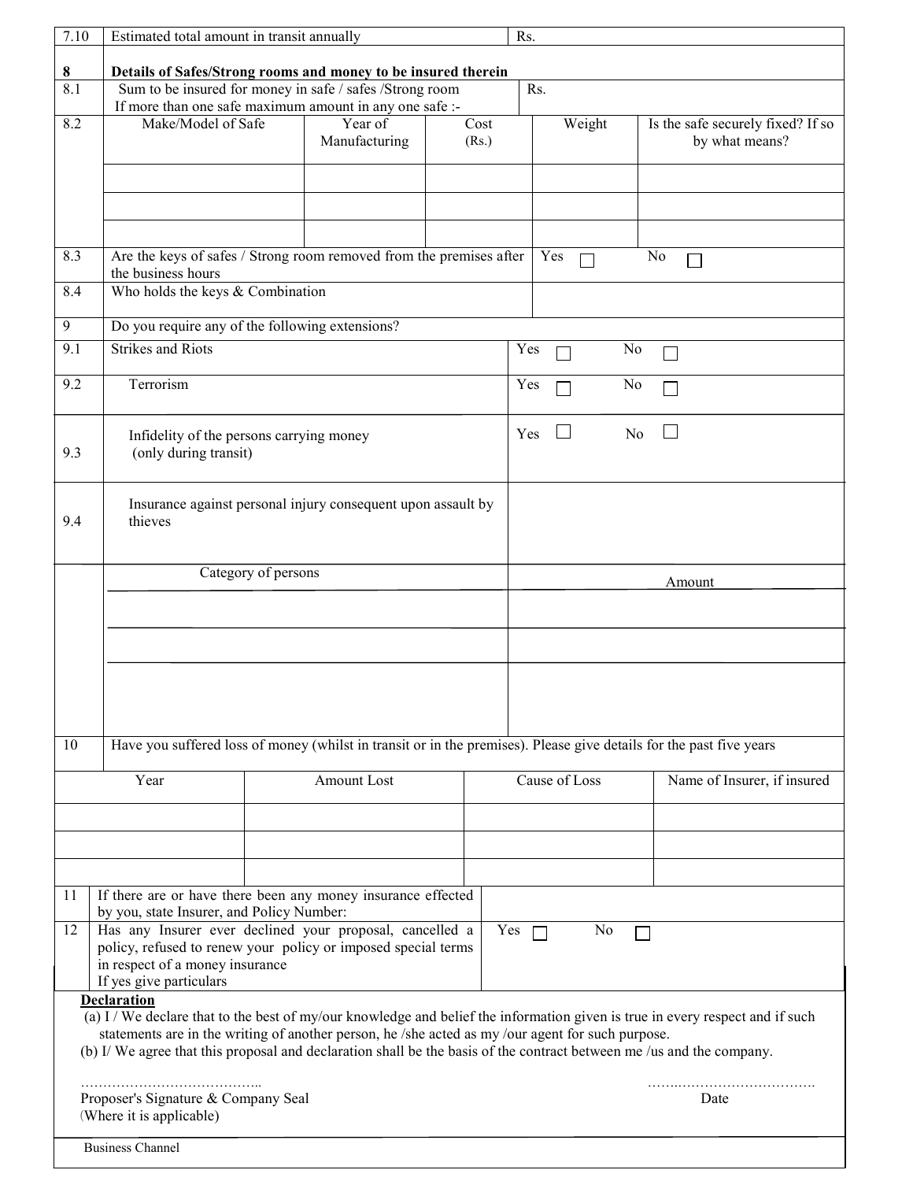| | | |
|---|---|---|
| 7.10 | Estimated total amount in transit annually | Rs. |

| | | |
|---|---|---|
| **8** | **Details of Safes/Strong rooms and money to be insured therein** | |
| 8.1 | Sum to be insured for money in safe / safes /Strong room<br>If more than one safe maximum amount in any one safe :- | Rs. |

| | Make/Model of Safe | Year of Manufacturing | Cost (Rs.) | Weight | Is the safe securely fixed? If so by what means? |
|---|---|---|---|---|---|
| 8.2 | | | | | |
| | | | | | |
| | | | | | |

| | | |
|---|---|---|
| 8.3 | Are the keys of safes / Strong room removed from the premises after the business hours | Yes ☐ No ☐ |
| 8.4 | Who holds the keys & Combination | |
| 9 | Do you require any of the following extensions? | |
| 9.1 | Strikes and Riots | Yes ☐ No ☐ |
| 9.2 | Terrorism | Yes ☐ No ☐ |
| 9.3 | Infidelity of the persons carrying money (only during transit) | Yes ☐ No ☐ |
| 9.4 | Insurance against personal injury consequent upon assault by thieves | |

| Category of persons | Amount |
|---|---|
| | |
| | |
| | |

10 Have you suffered loss of money (whilst in transit or in the premises). Please give details for the past five years

| Year | Amount Lost | Cause of Loss | Name of Insurer, if insured |
|---|---|---|---|
| | | | |
| | | | |
| | | | |

| | | |
|---|---|---|
| 11 | If there are or have there been any money insurance effected by you, state Insurer, and Policy Number: | |
| 12 | Has any Insurer ever declined your proposal, cancelled a policy, refused to renew your policy or imposed special terms in respect of a money insurance<br>If yes give particulars | Yes ☐ No ☐ |

**Declaration**

(a) I / We declare that to the best of my/our knowledge and belief the information given is true in every respect and if such statements are in the writing of another person, he /she acted as my /our agent for such purpose.

(b) I/ We agree that this proposal and declaration shall be the basis of the contract between me /us and the company.

…………………………………..  
Proposer's Signature & Company Seal  
(Where it is applicable)

…………………………………  
Date

Business Channel